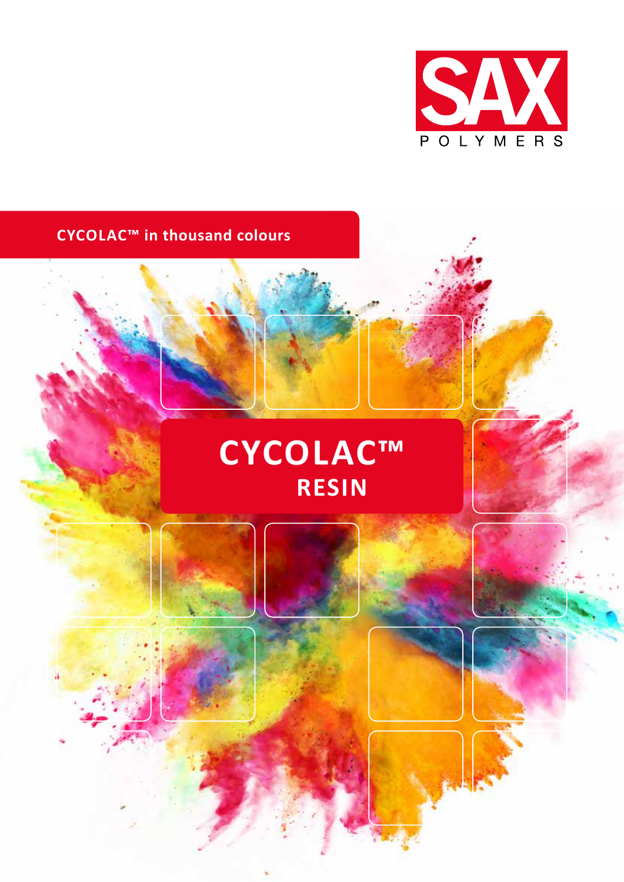SAX POLYMERS

**CYCLOLAC™ in thousand colours**

# CYCOLAC™ RESIN

SAX POLYMERS

**CYCOLAC™ in thousand colours**

# CYCOLAC™ RESIN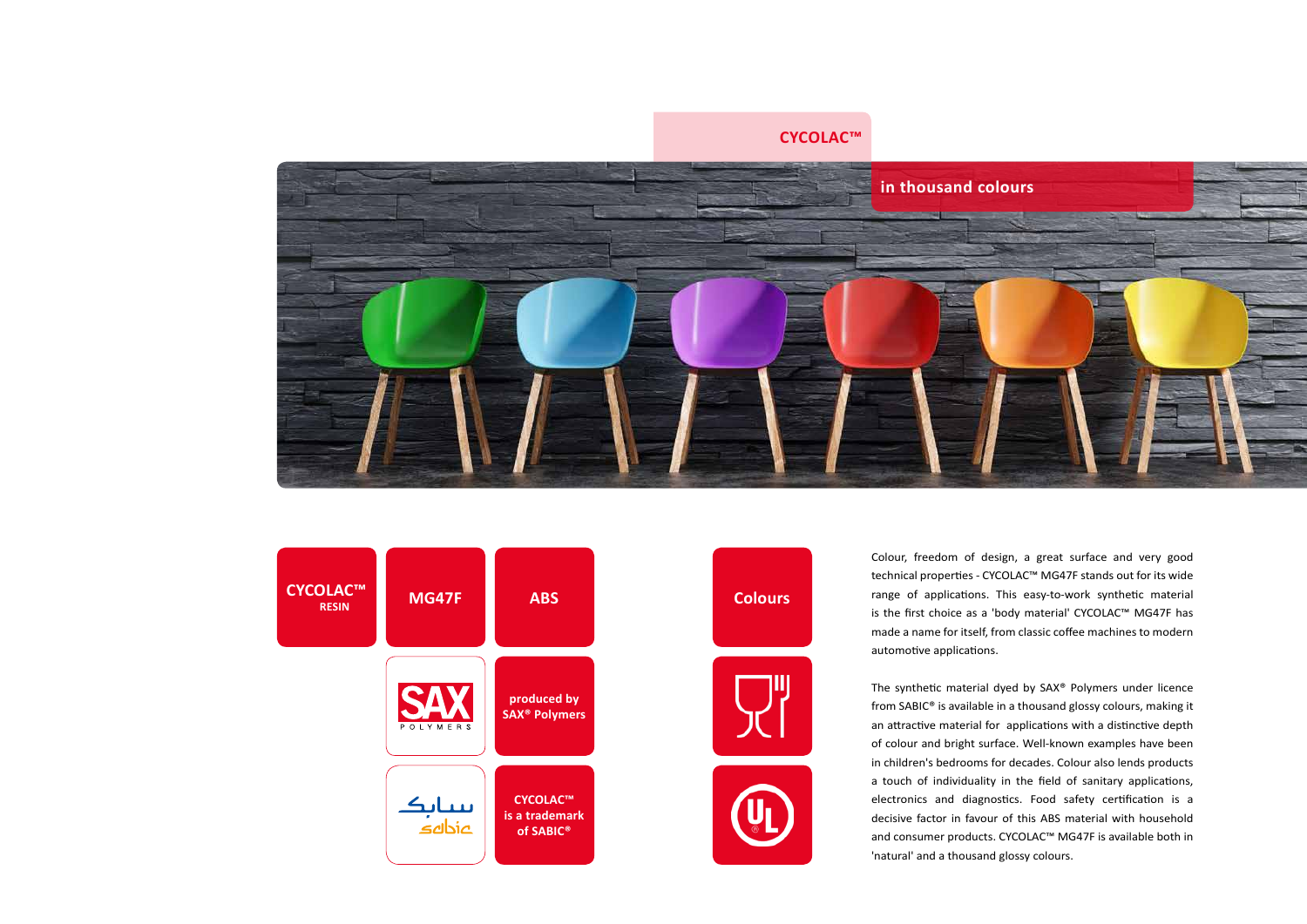# CYCOLAC™

## in thousand colours

**CYCOLAC™ RESIN**

**MG47F**

**ABS**

**produced by SAX® Polymers**

**CYCOLAC™ is a trademark of SABIC®**

**Colours**

Colour, freedom of design, a great surface and very good technical properties - CYCOLAC™ MG47F stands out for its wide range of applications. This easy-to-work synthetic material is the first choice as a 'body material' CYCOLAC™ MG47F has made a name for itself, from classic coffee machines to modern automotive applications.

The synthetic material dyed by SAX® Polymers under licence from SABIC® is available in a thousand glossy colours, making it an attractive material for applications with a distinctive depth of colour and bright surface. Well-known examples have been in children's bedrooms for decades. Colour also lends products a touch of individuality in the field of sanitary applications, electronics and diagnostics. Food safety certification is a decisive factor in favour of this ABS material with household and consumer products. CYCOLAC™ MG47F is available both in 'natural' and a thousand glossy colours.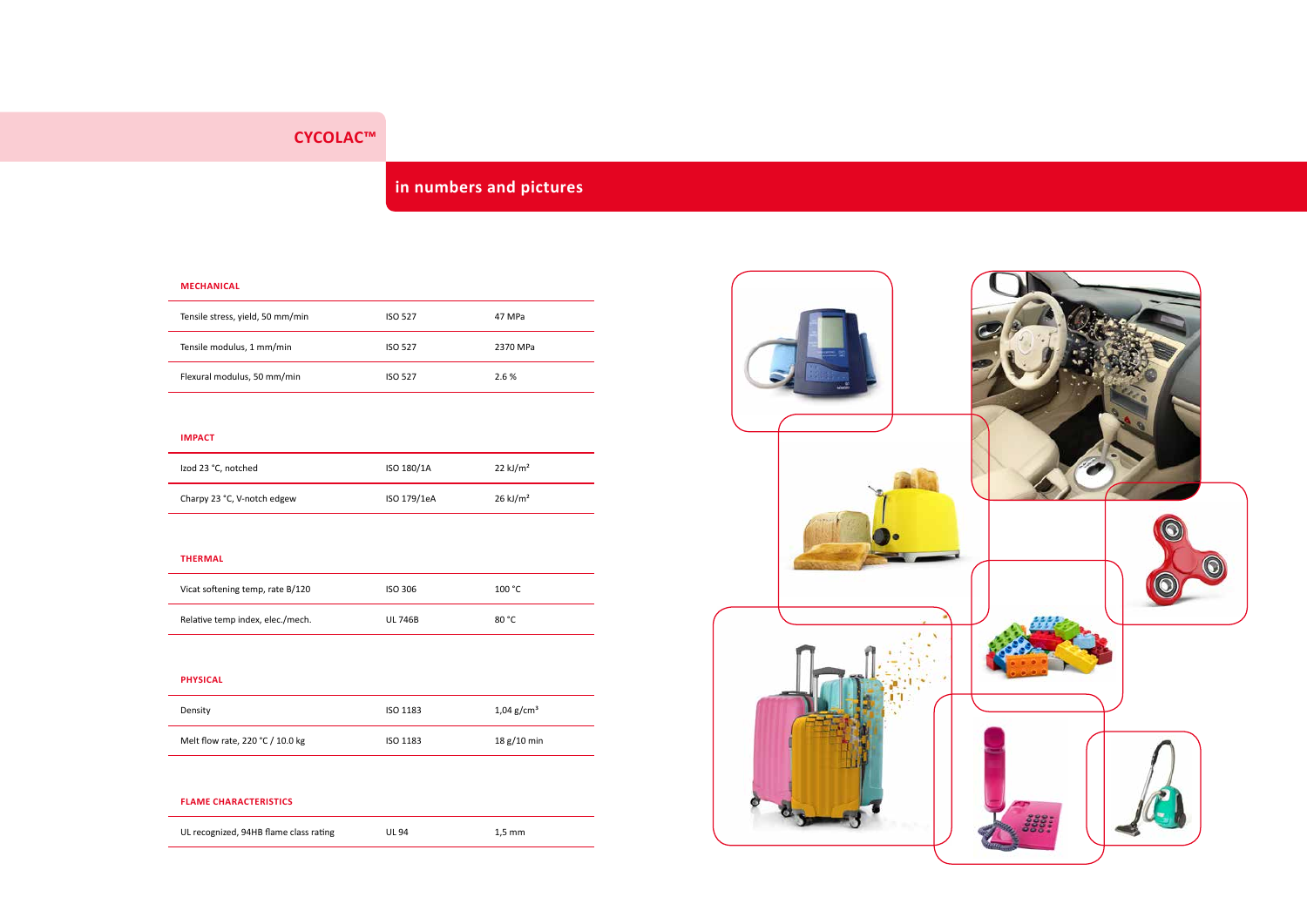# CYCOLAC™

## in numbers and pictures

### MECHANICAL

| | | |
|---|---|---|
| Tensile stress, yield, 50 mm/min | ISO 527 | 47 MPa |
| Tensile modulus, 1 mm/min | ISO 527 | 2370 MPa |
| Flexural modulus, 50 mm/min | ISO 527 | 2.6 % |

### IMPACT

| | | |
|---|---|---|
| Izod 23 °C, notched | ISO 180/1A | 22 kJ/m² |
| Charpy 23 °C, V-notch edgew | ISO 179/1eA | 26 kJ/m² |

### THERMAL

| | | |
|---|---|---|
| Vicat softening temp, rate B/120 | ISO 306 | 100 °C |
| Relative temp index, elec./mech. | UL 746B | 80 °C |

### PHYSICAL

| | | |
|---|---|---|
| Density | ISO 1183 | 1,04 g/cm³ |
| Melt flow rate, 220 °C / 10.0 kg | ISO 1183 | 18 g/10 min |

### FLAME CHARACTERISTICS

| | | |
|---|---|---|
| UL recognized, 94HB flame class rating | UL 94 | 1,5 mm |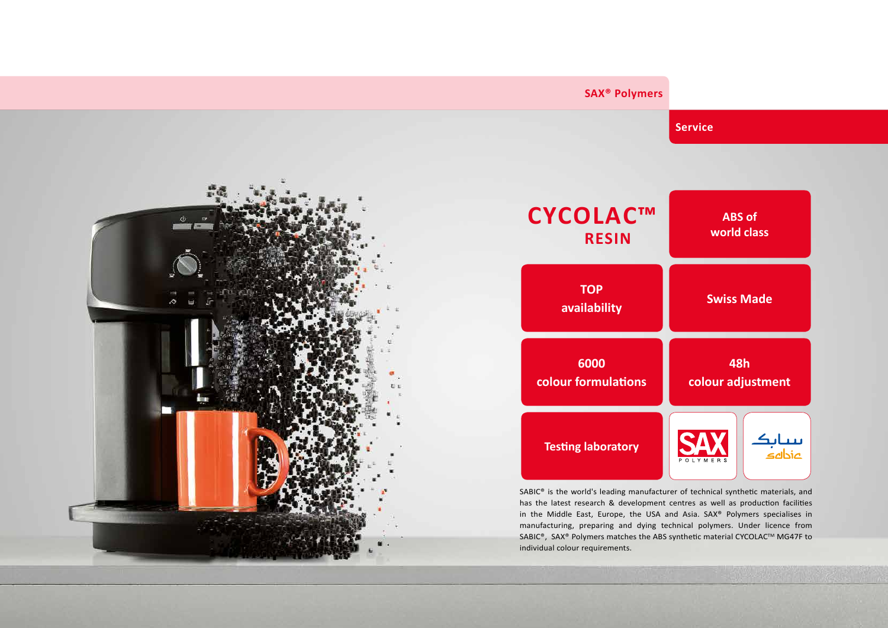SAX® Polymers

Service

# CYCOLAC™ RESIN

**ABS of world class**

**TOP availability**

**Swiss Made**

**6000 colour formulations**

**48h colour adjustment**

**Testing laboratory**

SAX POLYMERS

سابك sabic

SABIC® is the world's leading manufacturer of technical synthetic materials, and has the latest research & development centres as well as production facilities in the Middle East, Europe, the USA and Asia. SAX® Polymers specialises in manufacturing, preparing and dying technical polymers. Under licence from SABIC®, SAX® Polymers matches the ABS synthetic material CYCOLAC™ MG47F to individual colour requirements.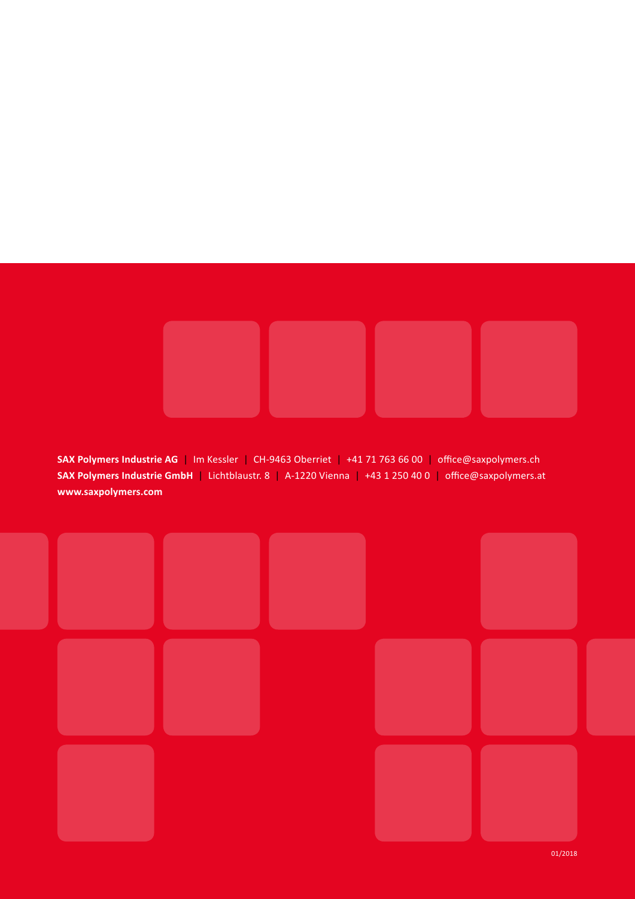**SAX Polymers Industrie AG** | Im Kessler | CH-9463 Oberriet | +41 71 763 66 00 | office@saxpolymers.ch
**SAX Polymers Industrie GmbH** | Lichtblaustr. 8 | A-1220 Vienna | +43 1 250 40 0 | office@saxpolymers.at
**www.saxpolymers.com**

01/2018